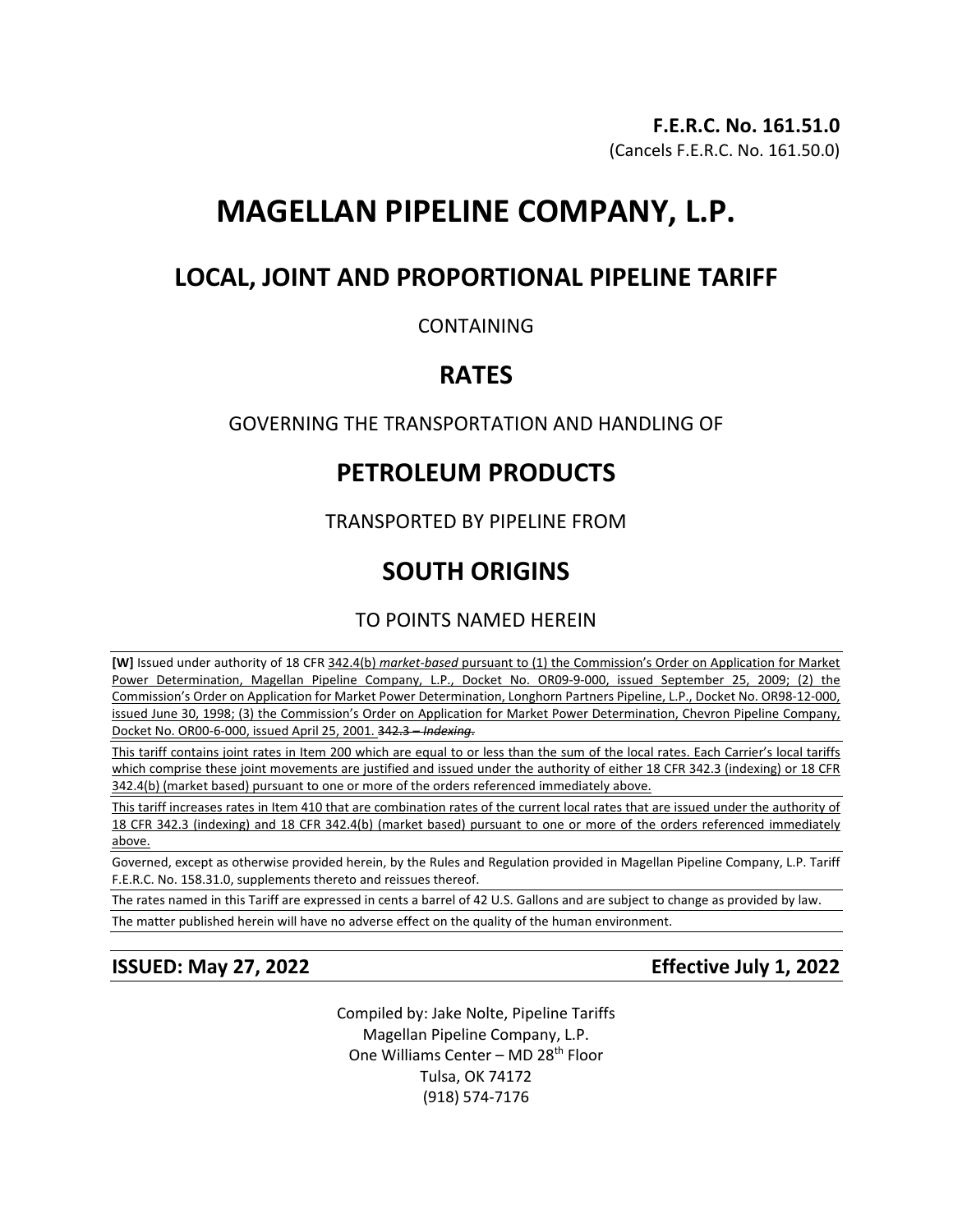**F.E.R.C. No. 161.51.0**
(Cancels F.E.R.C. No. 161.50.0)

# MAGELLAN PIPELINE COMPANY, L.P.

## LOCAL, JOINT AND PROPORTIONAL PIPELINE TARIFF

CONTAINING

## RATES

GOVERNING THE TRANSPORTATION AND HANDLING OF

## PETROLEUM PRODUCTS

TRANSPORTED BY PIPELINE FROM

## SOUTH ORIGINS

TO POINTS NAMED HEREIN

**[W]** Issued under authority of 18 CFR 342.4(b) *market-based* pursuant to (1) the Commission's Order on Application for Market Power Determination, Magellan Pipeline Company, L.P., Docket No. OR09-9-000, issued September 25, 2009; (2) the Commission's Order on Application for Market Power Determination, Longhorn Partners Pipeline, L.P., Docket No. OR98-12-000, issued June 30, 1998; (3) the Commission's Order on Application for Market Power Determination, Chevron Pipeline Company, Docket No. OR00-6-000, issued April 25, 2001. ~~342.3 – *Indexing*.~~

This tariff contains joint rates in Item 200 which are equal to or less than the sum of the local rates. Each Carrier's local tariffs which comprise these joint movements are justified and issued under the authority of either 18 CFR 342.3 (indexing) or 18 CFR 342.4(b) (market based) pursuant to one or more of the orders referenced immediately above.

This tariff increases rates in Item 410 that are combination rates of the current local rates that are issued under the authority of 18 CFR 342.3 (indexing) and 18 CFR 342.4(b) (market based) pursuant to one or more of the orders referenced immediately above.

Governed, except as otherwise provided herein, by the Rules and Regulation provided in Magellan Pipeline Company, L.P. Tariff F.E.R.C. No. 158.31.0, supplements thereto and reissues thereof.

The rates named in this Tariff are expressed in cents a barrel of 42 U.S. Gallons and are subject to change as provided by law.

The matter published herein will have no adverse effect on the quality of the human environment.

**ISSUED: May 27, 2022** | **Effective July 1, 2022**

Compiled by: Jake Nolte, Pipeline Tariffs
Magellan Pipeline Company, L.P.
One Williams Center – MD 28th Floor
Tulsa, OK 74172
(918) 574-7176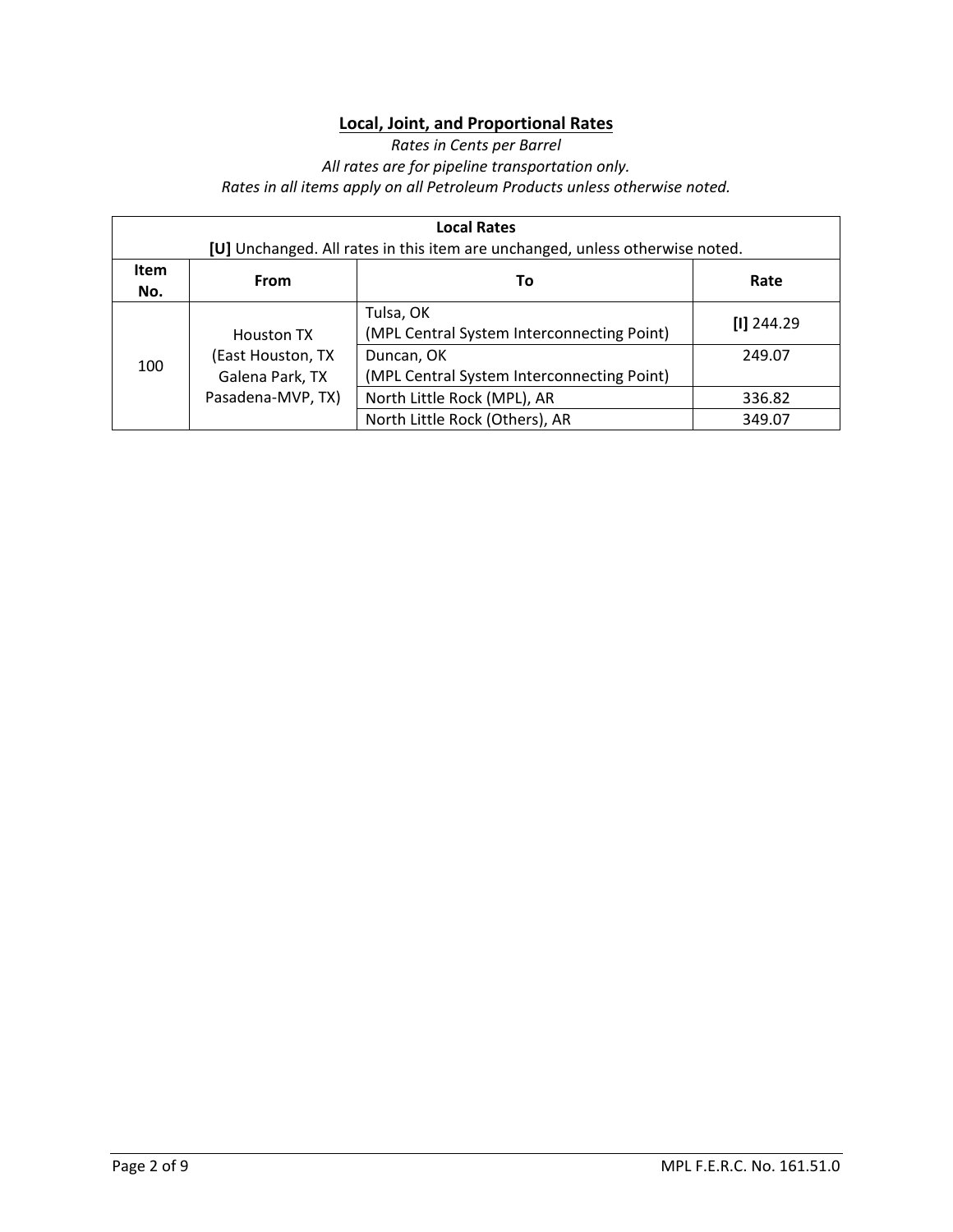## Local, Joint, and Proportional Rates

*Rates in Cents per Barrel*

*All rates are for pipeline transportation only.*

*Rates in all items apply on all Petroleum Products unless otherwise noted.*

| Local Rates | | | |
|---|---|---|---|
| **[U]** Unchanged. All rates in this item are unchanged, unless otherwise noted. | | | |
| **Item No.** | **From** | **To** | **Rate** |
| 100 | Houston TX (East Houston, TX Galena Park, TX Pasadena-MVP, TX) | Tulsa, OK (MPL Central System Interconnecting Point) | **[I]** 244.29 |
| | | Duncan, OK (MPL Central System Interconnecting Point) | 249.07 |
| | | North Little Rock (MPL), AR | 336.82 |
| | | North Little Rock (Others), AR | 349.07 |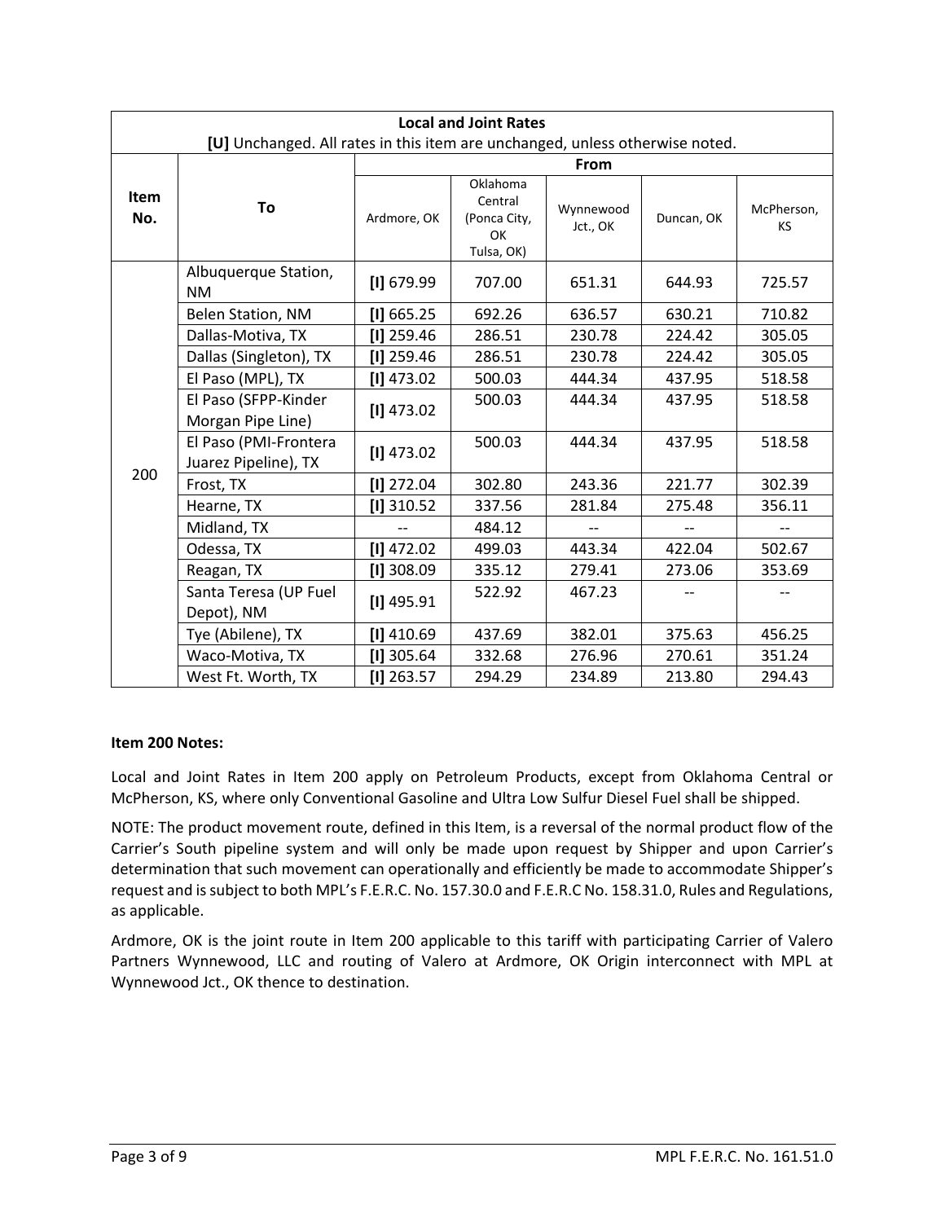| Local and Joint Rates | | | | | | |
|---|---|---|---|---|---|---|
| [U] Unchanged. All rates in this item are unchanged, unless otherwise noted. | | | | | | |
| Item No. | To | From | | | | |
| | | Ardmore, OK | Oklahoma Central (Ponca City, OK Tulsa, OK) | Wynnewood Jct., OK | Duncan, OK | McPherson, KS |
| 200 | Albuquerque Station, NM | [I] 679.99 | 707.00 | 651.31 | 644.93 | 725.57 |
| | Belen Station, NM | [I] 665.25 | 692.26 | 636.57 | 630.21 | 710.82 |
| | Dallas-Motiva, TX | [I] 259.46 | 286.51 | 230.78 | 224.42 | 305.05 |
| | Dallas (Singleton), TX | [I] 259.46 | 286.51 | 230.78 | 224.42 | 305.05 |
| | El Paso (MPL), TX | [I] 473.02 | 500.03 | 444.34 | 437.95 | 518.58 |
| | El Paso (SFPP-Kinder Morgan Pipe Line) | [I] 473.02 | 500.03 | 444.34 | 437.95 | 518.58 |
| | El Paso (PMI-Frontera Juarez Pipeline), TX | [I] 473.02 | 500.03 | 444.34 | 437.95 | 518.58 |
| | Frost, TX | [I] 272.04 | 302.80 | 243.36 | 221.77 | 302.39 |
| | Hearne, TX | [I] 310.52 | 337.56 | 281.84 | 275.48 | 356.11 |
| | Midland, TX | -- | 484.12 | -- | -- | -- |
| | Odessa, TX | [I] 472.02 | 499.03 | 443.34 | 422.04 | 502.67 |
| | Reagan, TX | [I] 308.09 | 335.12 | 279.41 | 273.06 | 353.69 |
| | Santa Teresa (UP Fuel Depot), NM | [I] 495.91 | 522.92 | 467.23 | -- | -- |
| | Tye (Abilene), TX | [I] 410.69 | 437.69 | 382.01 | 375.63 | 456.25 |
| | Waco-Motiva, TX | [I] 305.64 | 332.68 | 276.96 | 270.61 | 351.24 |
| | West Ft. Worth, TX | [I] 263.57 | 294.29 | 234.89 | 213.80 | 294.43 |

**Item 200 Notes:**

Local and Joint Rates in Item 200 apply on Petroleum Products, except from Oklahoma Central or McPherson, KS, where only Conventional Gasoline and Ultra Low Sulfur Diesel Fuel shall be shipped.

NOTE: The product movement route, defined in this Item, is a reversal of the normal product flow of the Carrier's South pipeline system and will only be made upon request by Shipper and upon Carrier's determination that such movement can operationally and efficiently be made to accommodate Shipper's request and is subject to both MPL's F.E.R.C. No. 157.30.0 and F.E.R.C No. 158.31.0, Rules and Regulations, as applicable.

Ardmore, OK is the joint route in Item 200 applicable to this tariff with participating Carrier of Valero Partners Wynnewood, LLC and routing of Valero at Ardmore, OK Origin interconnect with MPL at Wynnewood Jct., OK thence to destination.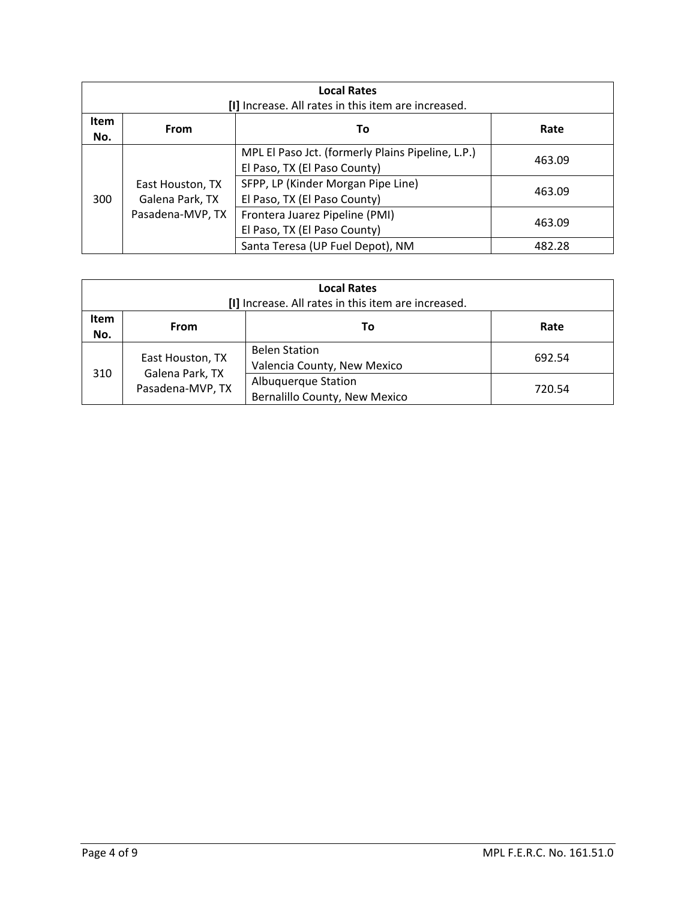| Local Rates<br>[I] Increase. All rates in this item are increased. | | | |
|---|---|---|---|
| **Item No.** | **From** | **To** | **Rate** |
| 300 | East Houston, TX<br>Galena Park, TX<br>Pasadena-MVP, TX | MPL El Paso Jct. (formerly Plains Pipeline, L.P.)<br>El Paso, TX (El Paso County) | 463.09 |
| | | SFPP, LP (Kinder Morgan Pipe Line)<br>El Paso, TX (El Paso County) | 463.09 |
| | | Frontera Juarez Pipeline (PMI)<br>El Paso, TX (El Paso County) | 463.09 |
| | | Santa Teresa (UP Fuel Depot), NM | 482.28 |

| Local Rates<br>[I] Increase. All rates in this item are increased. | | | |
|---|---|---|---|
| **Item No.** | **From** | **To** | **Rate** |
| 310 | East Houston, TX<br>Galena Park, TX<br>Pasadena-MVP, TX | Belen Station<br>Valencia County, New Mexico | 692.54 |
| | | Albuquerque Station<br>Bernalillo County, New Mexico | 720.54 |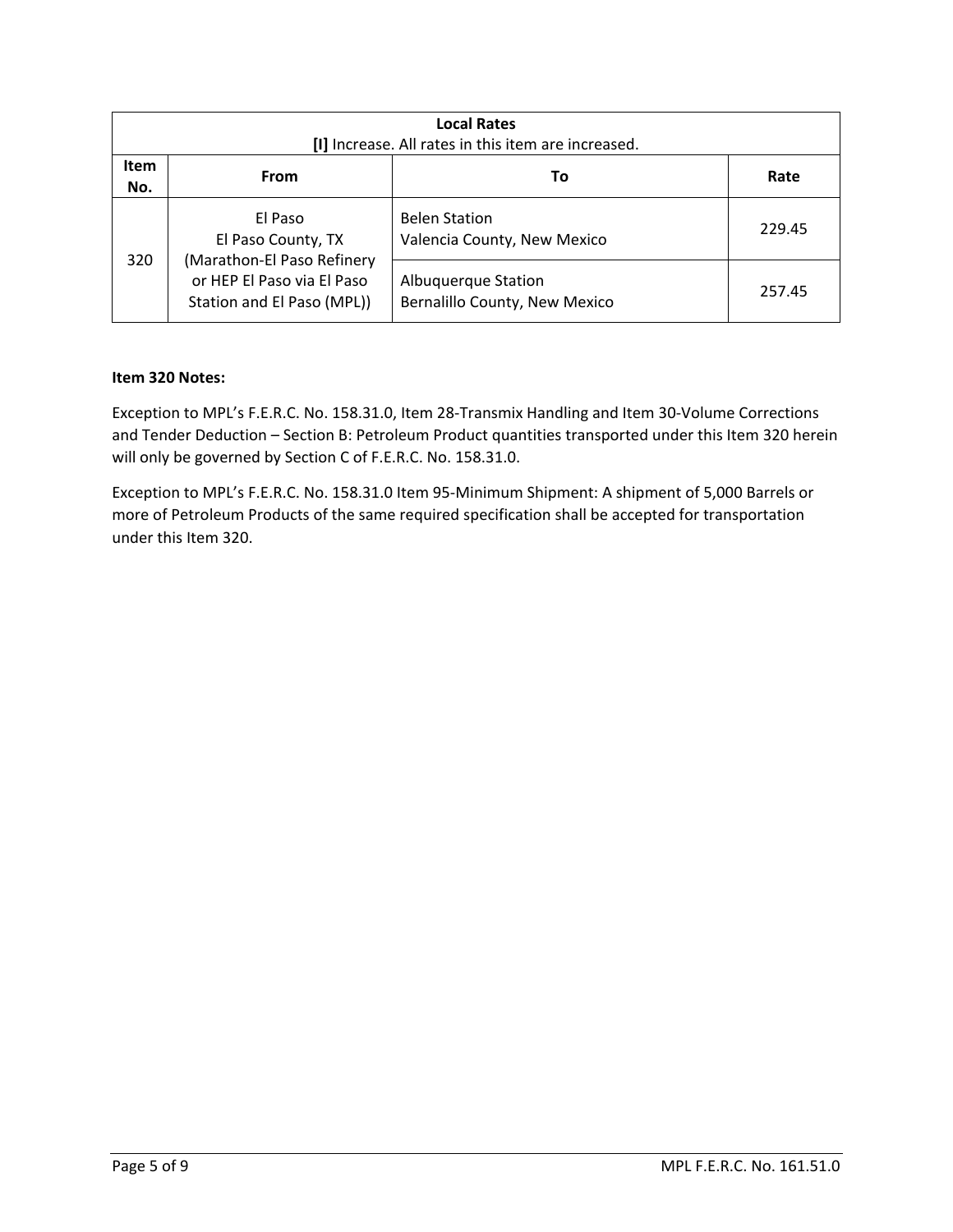| **Local Rates**<br>**[I]** Increase. All rates in this item are increased. | | | |
|---|---|---|---|
| **Item No.** | **From** | **To** | **Rate** |
| 320 | El Paso<br>El Paso County, TX<br>(Marathon-El Paso Refinery or HEP El Paso via El Paso Station and El Paso (MPL)) | Belen Station<br>Valencia County, New Mexico | 229.45 |
| | | Albuquerque Station<br>Bernalillo County, New Mexico | 257.45 |

**Item 320 Notes:**

Exception to MPL's F.E.R.C. No. 158.31.0, Item 28-Transmix Handling and Item 30-Volume Corrections and Tender Deduction – Section B: Petroleum Product quantities transported under this Item 320 herein will only be governed by Section C of F.E.R.C. No. 158.31.0.

Exception to MPL's F.E.R.C. No. 158.31.0 Item 95-Minimum Shipment: A shipment of 5,000 Barrels or more of Petroleum Products of the same required specification shall be accepted for transportation under this Item 320.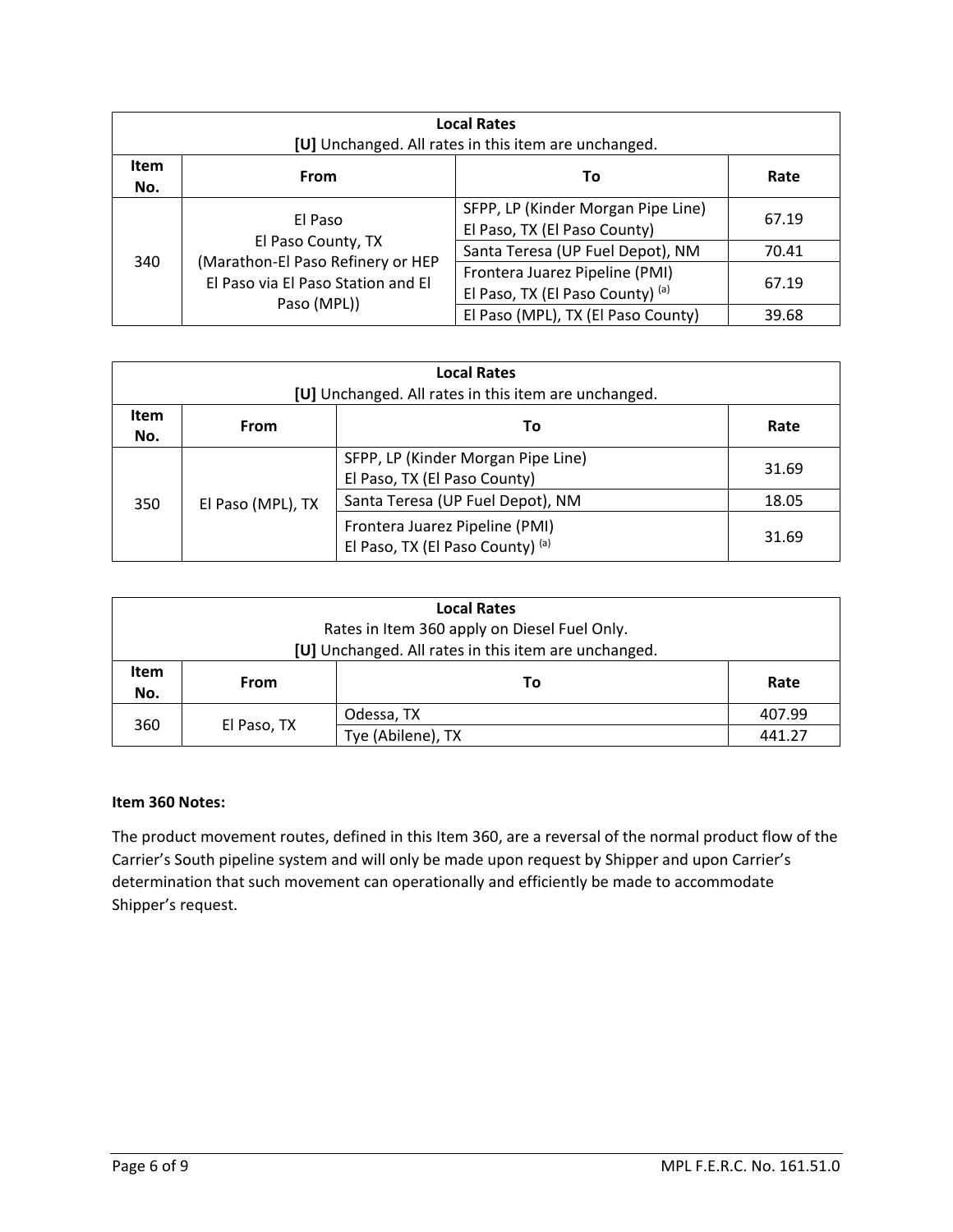| Local Rates<br>**[U]** Unchanged. All rates in this item are unchanged. | | | |
|---|---|---|---|
| **Item No.** | **From** | **To** | **Rate** |
| 340 | El Paso<br>El Paso County, TX<br>(Marathon-El Paso Refinery or HEP El Paso via El Paso Station and El Paso (MPL)) | SFPP, LP (Kinder Morgan Pipe Line)<br>El Paso, TX (El Paso County) | 67.19 |
| | | Santa Teresa (UP Fuel Depot), NM | 70.41 |
| | | Frontera Juarez Pipeline (PMI)<br>El Paso, TX (El Paso County) [(a)] | 67.19 |
| | | El Paso (MPL), TX (El Paso County) | 39.68 |

| Local Rates<br>**[U]** Unchanged. All rates in this item are unchanged. | | | |
|---|---|---|---|
| **Item No.** | **From** | **To** | **Rate** |
| 350 | El Paso (MPL), TX | SFPP, LP (Kinder Morgan Pipe Line)<br>El Paso, TX (El Paso County) | 31.69 |
| | | Santa Teresa (UP Fuel Depot), NM | 18.05 |
| | | Frontera Juarez Pipeline (PMI)<br>El Paso, TX (El Paso County) [(a)] | 31.69 |

| Local Rates<br>Rates in Item 360 apply on Diesel Fuel Only.<br>**[U]** Unchanged. All rates in this item are unchanged. | | | |
|---|---|---|---|
| **Item No.** | **From** | **To** | **Rate** |
| 360 | El Paso, TX | Odessa, TX | 407.99 |
| | | Tye (Abilene), TX | 441.27 |

**Item 360 Notes:**

The product movement routes, defined in this Item 360, are a reversal of the normal product flow of the Carrier's South pipeline system and will only be made upon request by Shipper and upon Carrier's determination that such movement can operationally and efficiently be made to accommodate Shipper's request.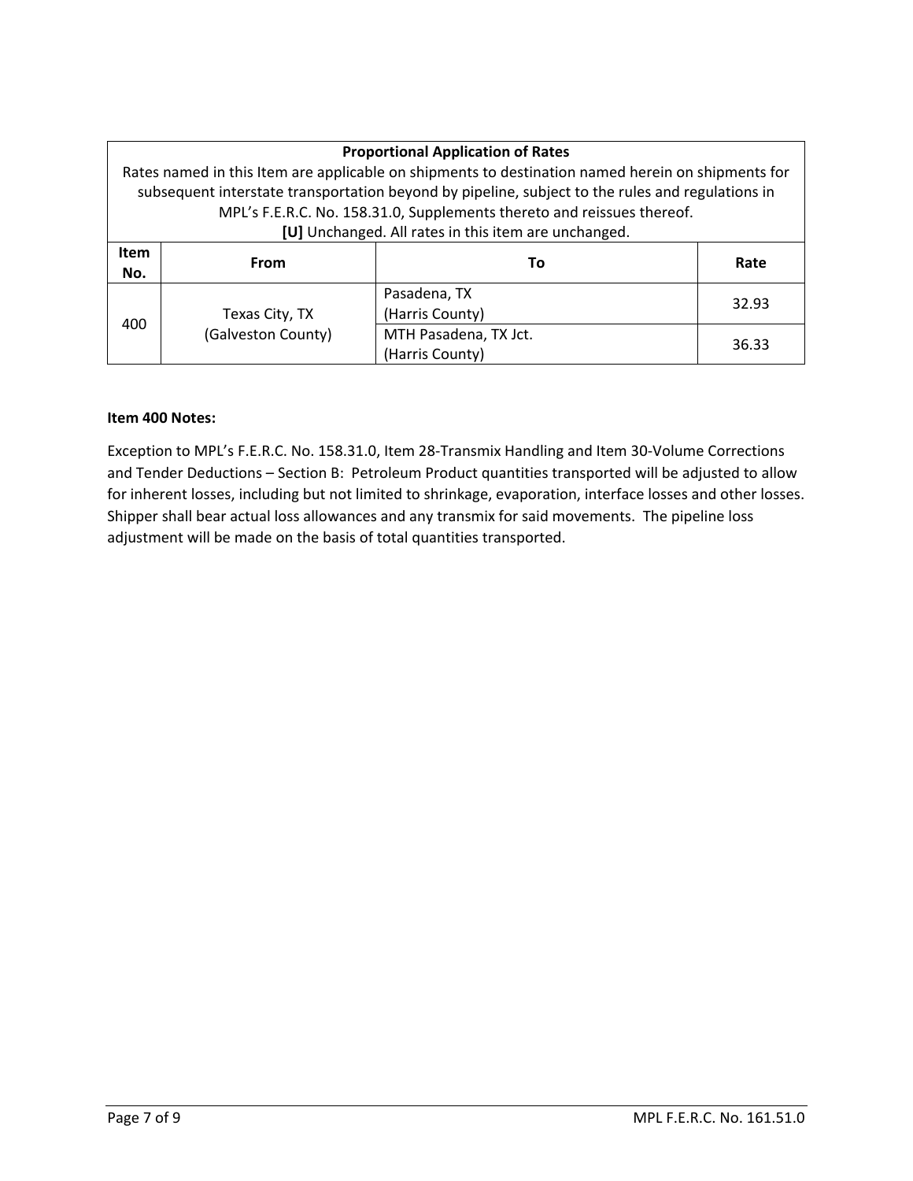| **Proportional Application of Rates**<br>Rates named in this Item are applicable on shipments to destination named herein on shipments for subsequent interstate transportation beyond by pipeline, subject to the rules and regulations in MPL's F.E.R.C. No. 158.31.0, Supplements thereto and reissues thereof.<br>**[U]** Unchanged. All rates in this item are unchanged. | | | |
|---|---|---|---|
| **Item No.** | **From** | **To** | **Rate** |
| 400 | Texas City, TX (Galveston County) | Pasadena, TX (Harris County) | 32.93 |
| | | MTH Pasadena, TX Jct. (Harris County) | 36.33 |

**Item 400 Notes:**

Exception to MPL's F.E.R.C. No. 158.31.0, Item 28-Transmix Handling and Item 30-Volume Corrections and Tender Deductions – Section B: Petroleum Product quantities transported will be adjusted to allow for inherent losses, including but not limited to shrinkage, evaporation, interface losses and other losses. Shipper shall bear actual loss allowances and any transmix for said movements. The pipeline loss adjustment will be made on the basis of total quantities transported.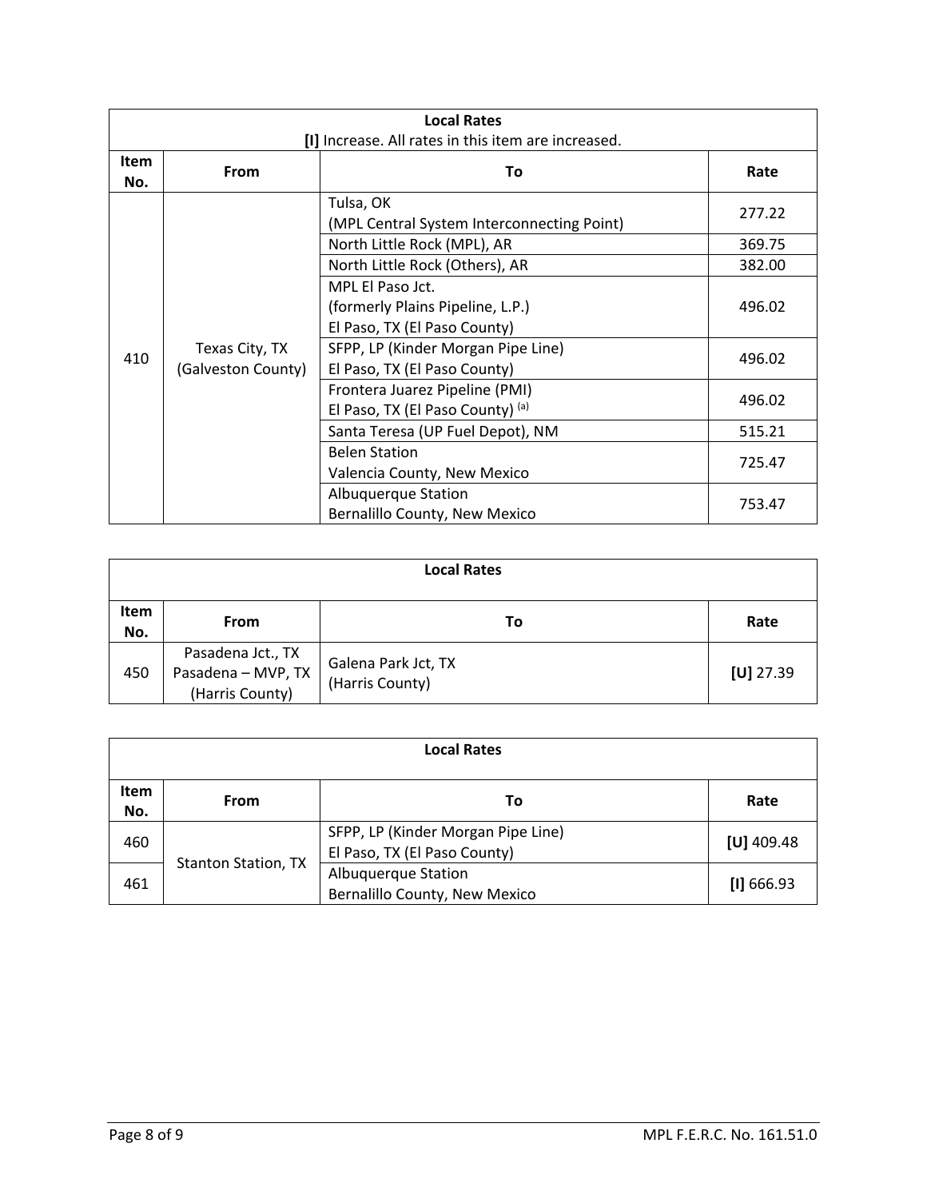| Local Rates<br>[I] Increase. All rates in this item are increased. | | | |
|---|---|---|---|
| **Item No.** | **From** | **To** | **Rate** |
| 410 | Texas City, TX (Galveston County) | Tulsa, OK (MPL Central System Interconnecting Point) | 277.22 |
| | | North Little Rock (MPL), AR | 369.75 |
| | | North Little Rock (Others), AR | 382.00 |
| | | MPL El Paso Jct. (formerly Plains Pipeline, L.P.) El Paso, TX (El Paso County) | 496.02 |
| | | SFPP, LP (Kinder Morgan Pipe Line) El Paso, TX (El Paso County) | 496.02 |
| | | Frontera Juarez Pipeline (PMI) El Paso, TX (El Paso County) [(a)] | 496.02 |
| | | Santa Teresa (UP Fuel Depot), NM | 515.21 |
| | | Belen Station Valencia County, New Mexico | 725.47 |
| | | Albuquerque Station Bernalillo County, New Mexico | 753.47 |

| Local Rates | | | |
|---|---|---|---|
| **Item No.** | **From** | **To** | **Rate** |
| 450 | Pasadena Jct., TX Pasadena – MVP, TX (Harris County) | Galena Park Jct, TX (Harris County) | **[U]** 27.39 |

| Local Rates | | | |
|---|---|---|---|
| **Item No.** | **From** | **To** | **Rate** |
| 460 | Stanton Station, TX | SFPP, LP (Kinder Morgan Pipe Line) El Paso, TX (El Paso County) | **[U]** 409.48 |
| 461 | | Albuquerque Station Bernalillo County, New Mexico | **[I]** 666.93 |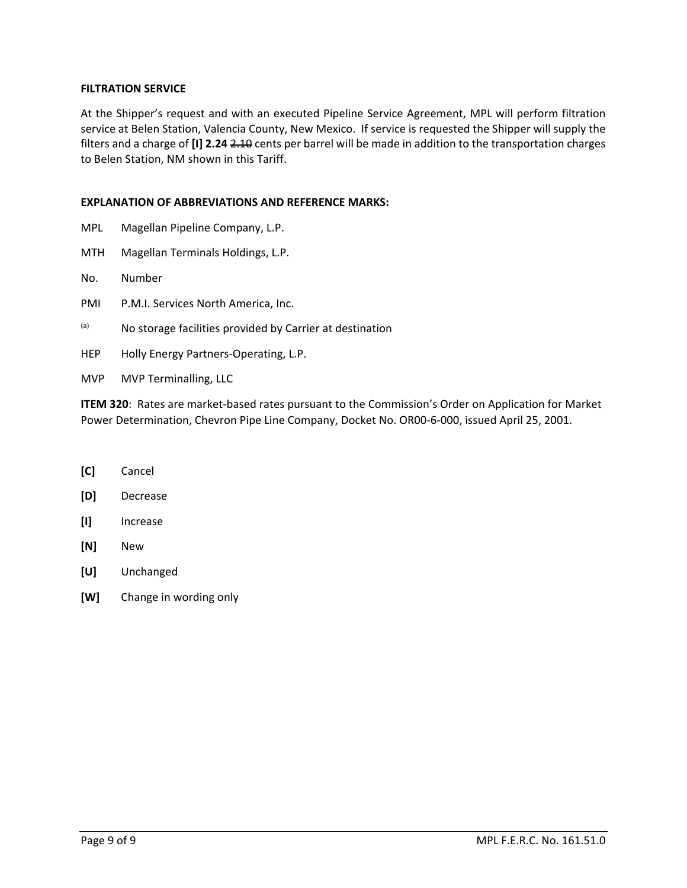**FILTRATION SERVICE**

At the Shipper's request and with an executed Pipeline Service Agreement, MPL will perform filtration service at Belen Station, Valencia County, New Mexico. If service is requested the Shipper will supply the filters and a charge of **[I] 2.24** ~~2.10~~ cents per barrel will be made in addition to the transportation charges to Belen Station, NM shown in this Tariff.

**EXPLANATION OF ABBREVIATIONS AND REFERENCE MARKS:**

MPL Magellan Pipeline Company, L.P.

MTH Magellan Terminals Holdings, L.P.

No. Number

PMI P.M.I. Services North America, Inc.

(a) No storage facilities provided by Carrier at destination

HEP Holly Energy Partners-Operating, L.P.

MVP MVP Terminalling, LLC

**ITEM 320**: Rates are market-based rates pursuant to the Commission's Order on Application for Market Power Determination, Chevron Pipe Line Company, Docket No. OR00-6-000, issued April 25, 2001.

**[C]** Cancel

**[D]** Decrease

**[I]** Increase

**[N]** New

**[U]** Unchanged

**[W]** Change in wording only